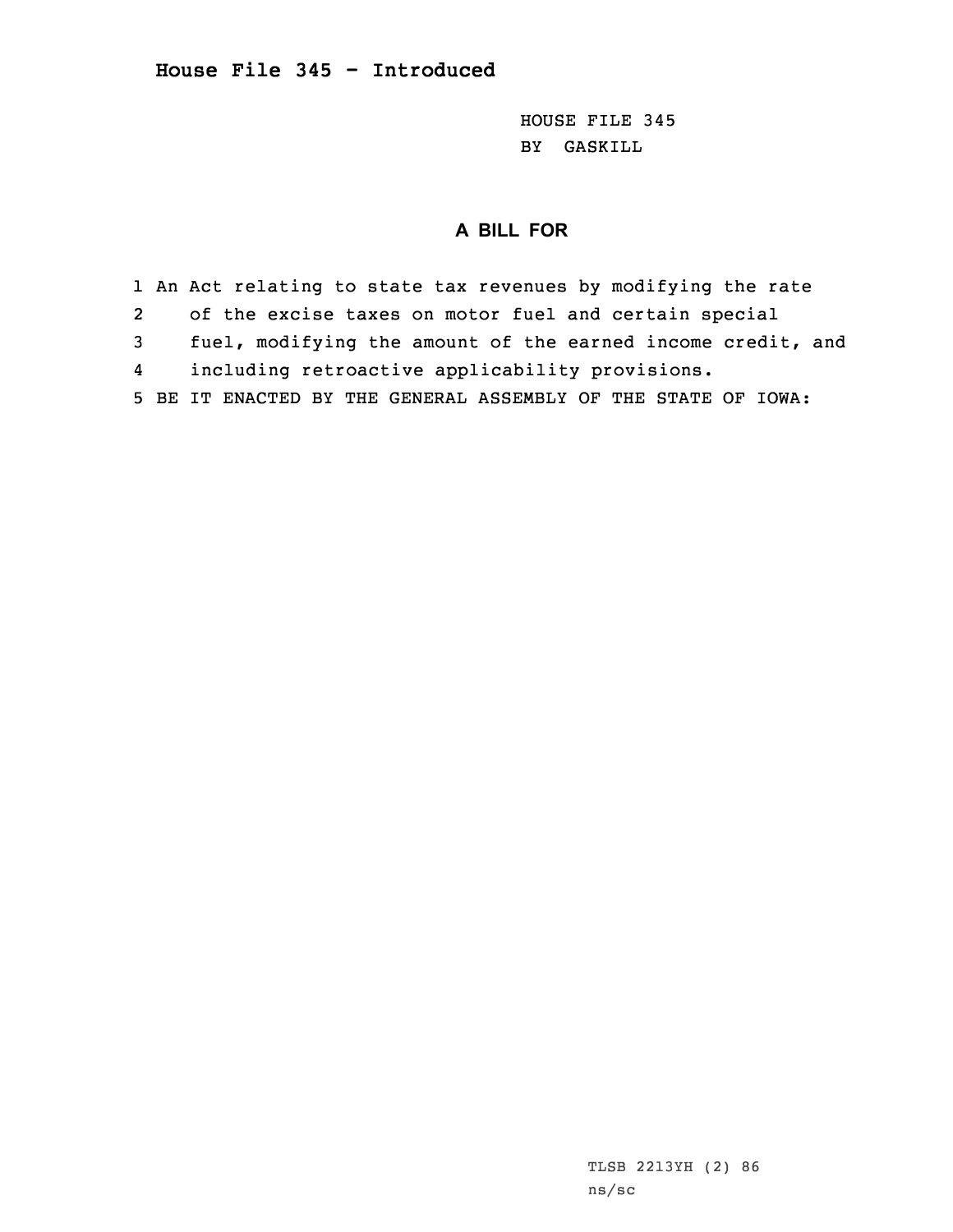**House File 345 - Introduced**

HOUSE FILE 345
BY GASKILL

## A BILL FOR

1 An Act relating to state tax revenues by modifying the rate
2 of the excise taxes on motor fuel and certain special
3 fuel, modifying the amount of the earned income credit, and
4 including retroactive applicability provisions.
5 BE IT ENACTED BY THE GENERAL ASSEMBLY OF THE STATE OF IOWA:

TLSB 2213YH (2) 86
ns/sc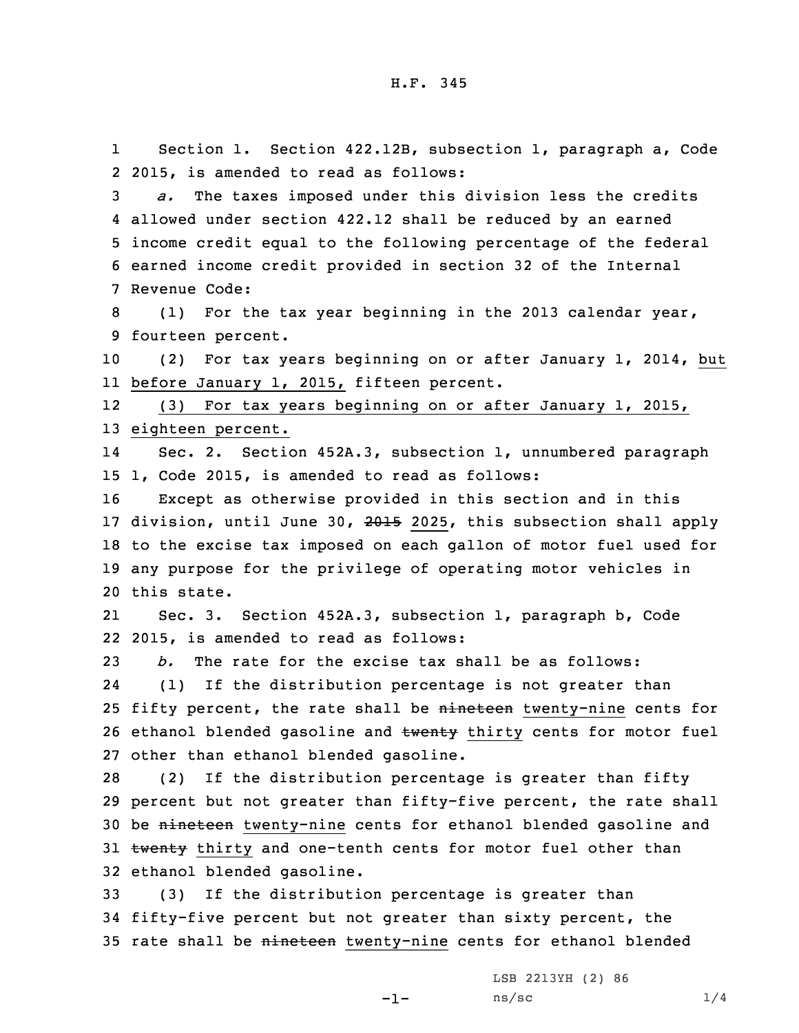Section 1. Section 422.12B, subsection 1, paragraph a, Code 2015, is amended to read as follows:

*a.* The taxes imposed under this division less the credits allowed under section 422.12 shall be reduced by an earned income credit equal to the following percentage of the federal earned income credit provided in section 32 of the Internal Revenue Code:

(1) For the tax year beginning in the 2013 calendar year, fourteen percent.

(2) For tax years beginning on or after January 1, 2014, but before January 1, 2015, fifteen percent.

(3) For tax years beginning on or after January 1, 2015, eighteen percent.

Sec. 2. Section 452A.3, subsection 1, unnumbered paragraph 1, Code 2015, is amended to read as follows:

Except as otherwise provided in this section and in this division, until June 30, ~~2015~~ 2025, this subsection shall apply to the excise tax imposed on each gallon of motor fuel used for any purpose for the privilege of operating motor vehicles in this state.

Sec. 3. Section 452A.3, subsection 1, paragraph b, Code 2015, is amended to read as follows:

*b.* The rate for the excise tax shall be as follows:

(1) If the distribution percentage is not greater than fifty percent, the rate shall be ~~nineteen~~ twenty-nine cents for ethanol blended gasoline and ~~twenty~~ thirty cents for motor fuel other than ethanol blended gasoline.

(2) If the distribution percentage is greater than fifty percent but not greater than fifty-five percent, the rate shall be ~~nineteen~~ twenty-nine cents for ethanol blended gasoline and ~~twenty~~ thirty and one-tenth cents for motor fuel other than ethanol blended gasoline.

(3) If the distribution percentage is greater than fifty-five percent but not greater than sixty percent, the rate shall be ~~nineteen~~ twenty-nine cents for ethanol blended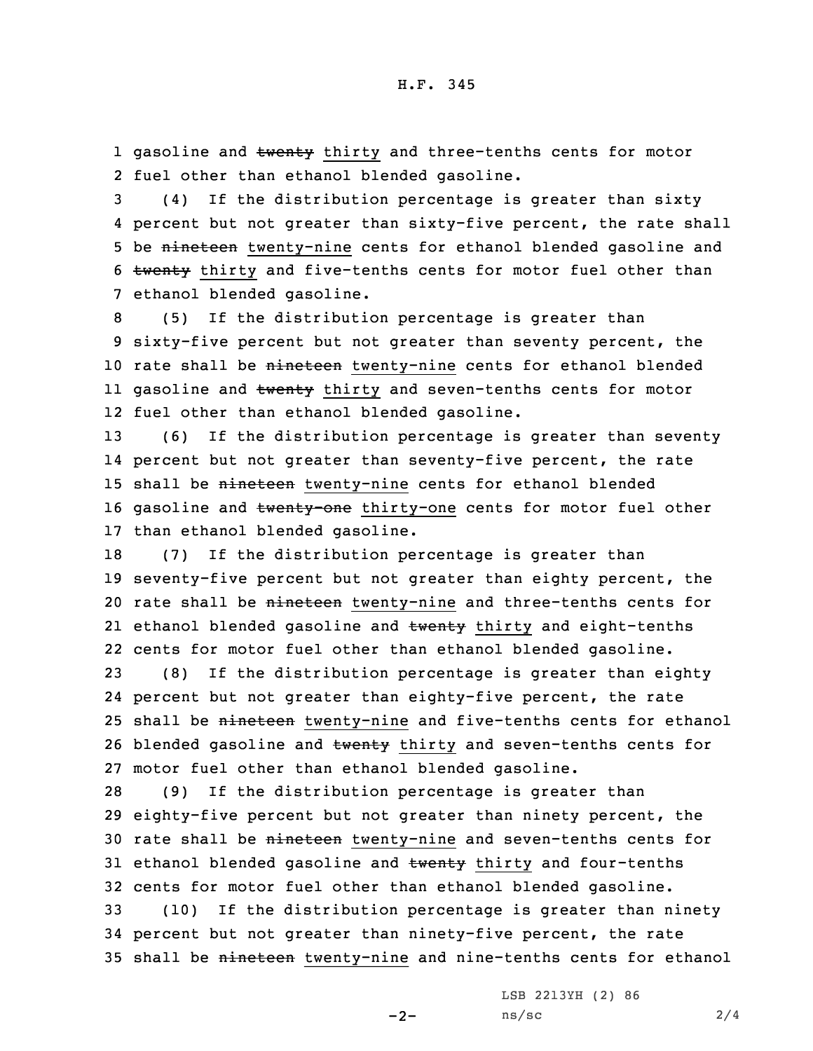gasoline and ~~twenty~~ thirty and three-tenths cents for motor fuel other than ethanol blended gasoline.

(4) If the distribution percentage is greater than sixty percent but not greater than sixty-five percent, the rate shall be ~~nineteen~~ twenty-nine cents for ethanol blended gasoline and ~~twenty~~ thirty and five-tenths cents for motor fuel other than ethanol blended gasoline.

(5) If the distribution percentage is greater than sixty-five percent but not greater than seventy percent, the rate shall be ~~nineteen~~ twenty-nine cents for ethanol blended gasoline and ~~twenty~~ thirty and seven-tenths cents for motor fuel other than ethanol blended gasoline.

(6) If the distribution percentage is greater than seventy percent but not greater than seventy-five percent, the rate shall be ~~nineteen~~ twenty-nine cents for ethanol blended gasoline and ~~twenty-one~~ thirty-one cents for motor fuel other than ethanol blended gasoline.

(7) If the distribution percentage is greater than seventy-five percent but not greater than eighty percent, the rate shall be ~~nineteen~~ twenty-nine and three-tenths cents for ethanol blended gasoline and ~~twenty~~ thirty and eight-tenths cents for motor fuel other than ethanol blended gasoline.

(8) If the distribution percentage is greater than eighty percent but not greater than eighty-five percent, the rate shall be ~~nineteen~~ twenty-nine and five-tenths cents for ethanol blended gasoline and ~~twenty~~ thirty and seven-tenths cents for motor fuel other than ethanol blended gasoline.

(9) If the distribution percentage is greater than eighty-five percent but not greater than ninety percent, the rate shall be ~~nineteen~~ twenty-nine and seven-tenths cents for ethanol blended gasoline and ~~twenty~~ thirty and four-tenths cents for motor fuel other than ethanol blended gasoline.

(10) If the distribution percentage is greater than ninety percent but not greater than ninety-five percent, the rate shall be ~~nineteen~~ twenty-nine and nine-tenths cents for ethanol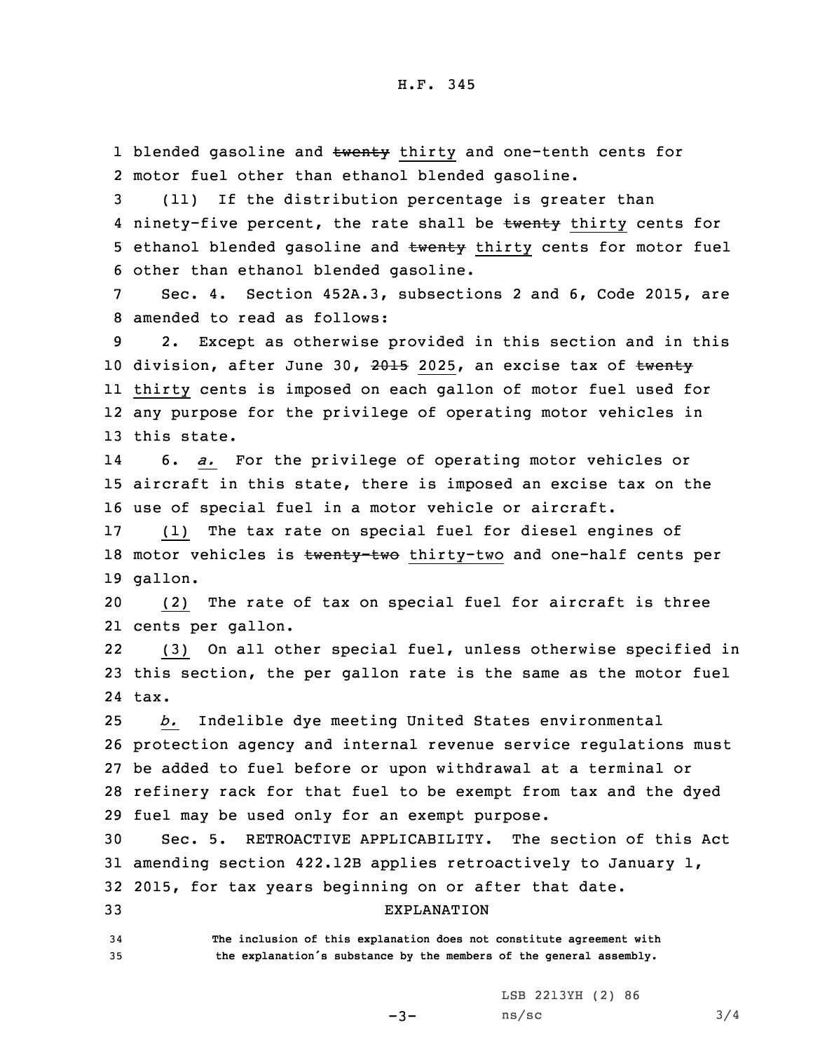blended gasoline and ~~twenty~~ thirty and one-tenth cents for motor fuel other than ethanol blended gasoline.

(11) If the distribution percentage is greater than ninety-five percent, the rate shall be ~~twenty~~ thirty cents for ethanol blended gasoline and ~~twenty~~ thirty cents for motor fuel other than ethanol blended gasoline.

Sec. 4. Section 452A.3, subsections 2 and 6, Code 2015, are amended to read as follows:

2. Except as otherwise provided in this section and in this division, after June 30, ~~2015~~ 2025, an excise tax of ~~twenty~~ thirty cents is imposed on each gallon of motor fuel used for any purpose for the privilege of operating motor vehicles in this state.

6. *a.* For the privilege of operating motor vehicles or aircraft in this state, there is imposed an excise tax on the use of special fuel in a motor vehicle or aircraft.

(1) The tax rate on special fuel for diesel engines of motor vehicles is ~~twenty-two~~ thirty-two and one-half cents per gallon.

(2) The rate of tax on special fuel for aircraft is three cents per gallon.

(3) On all other special fuel, unless otherwise specified in this section, the per gallon rate is the same as the motor fuel tax.

*b.* Indelible dye meeting United States environmental protection agency and internal revenue service regulations must be added to fuel before or upon withdrawal at a terminal or refinery rack for that fuel to be exempt from tax and the dyed fuel may be used only for an exempt purpose.

Sec. 5. RETROACTIVE APPLICABILITY. The section of this Act amending section 422.12B applies retroactively to January 1, 2015, for tax years beginning on or after that date.

EXPLANATION

**The inclusion of this explanation does not constitute agreement with the explanation's substance by the members of the general assembly.**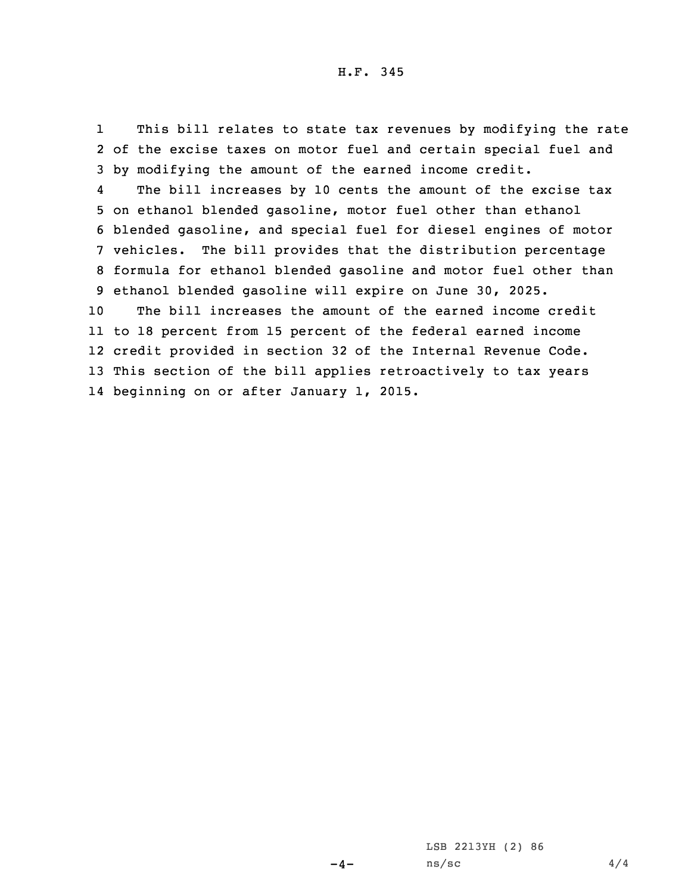This bill relates to state tax revenues by modifying the rate of the excise taxes on motor fuel and certain special fuel and by modifying the amount of the earned income credit.

The bill increases by 10 cents the amount of the excise tax on ethanol blended gasoline, motor fuel other than ethanol blended gasoline, and special fuel for diesel engines of motor vehicles. The bill provides that the distribution percentage formula for ethanol blended gasoline and motor fuel other than ethanol blended gasoline will expire on June 30, 2025.

The bill increases the amount of the earned income credit to 18 percent from 15 percent of the federal earned income credit provided in section 32 of the Internal Revenue Code. This section of the bill applies retroactively to tax years beginning on or after January 1, 2015.

LSB 2213YH (2) 86

ns/sc